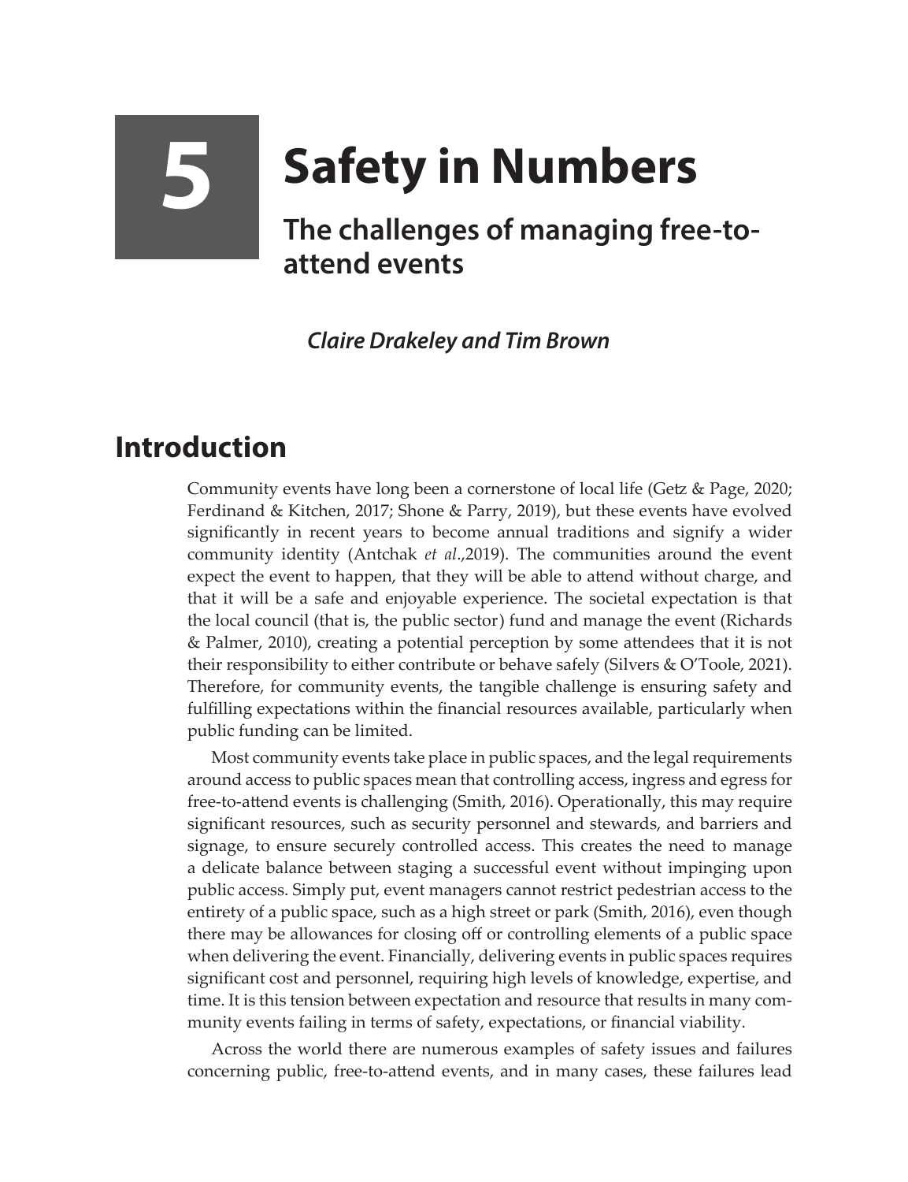# 5 Safety in Numbers

## The challenges of managing free-to-attend events

***Claire Drakeley and Tim Brown***

## Introduction

Community events have long been a cornerstone of local life (Getz & Page, 2020; Ferdinand & Kitchen, 2017; Shone & Parry, 2019), but these events have evolved significantly in recent years to become annual traditions and signify a wider community identity (Antchak *et al*.,2019). The communities around the event expect the event to happen, that they will be able to attend without charge, and that it will be a safe and enjoyable experience. The societal expectation is that the local council (that is, the public sector) fund and manage the event (Richards & Palmer, 2010), creating a potential perception by some attendees that it is not their responsibility to either contribute or behave safely (Silvers & O'Toole, 2021). Therefore, for community events, the tangible challenge is ensuring safety and fulfilling expectations within the financial resources available, particularly when public funding can be limited.

Most community events take place in public spaces, and the legal requirements around access to public spaces mean that controlling access, ingress and egress for free-to-attend events is challenging (Smith, 2016). Operationally, this may require significant resources, such as security personnel and stewards, and barriers and signage, to ensure securely controlled access. This creates the need to manage a delicate balance between staging a successful event without impinging upon public access. Simply put, event managers cannot restrict pedestrian access to the entirety of a public space, such as a high street or park (Smith, 2016), even though there may be allowances for closing off or controlling elements of a public space when delivering the event. Financially, delivering events in public spaces requires significant cost and personnel, requiring high levels of knowledge, expertise, and time. It is this tension between expectation and resource that results in many community events failing in terms of safety, expectations, or financial viability.

Across the world there are numerous examples of safety issues and failures concerning public, free-to-attend events, and in many cases, these failures lead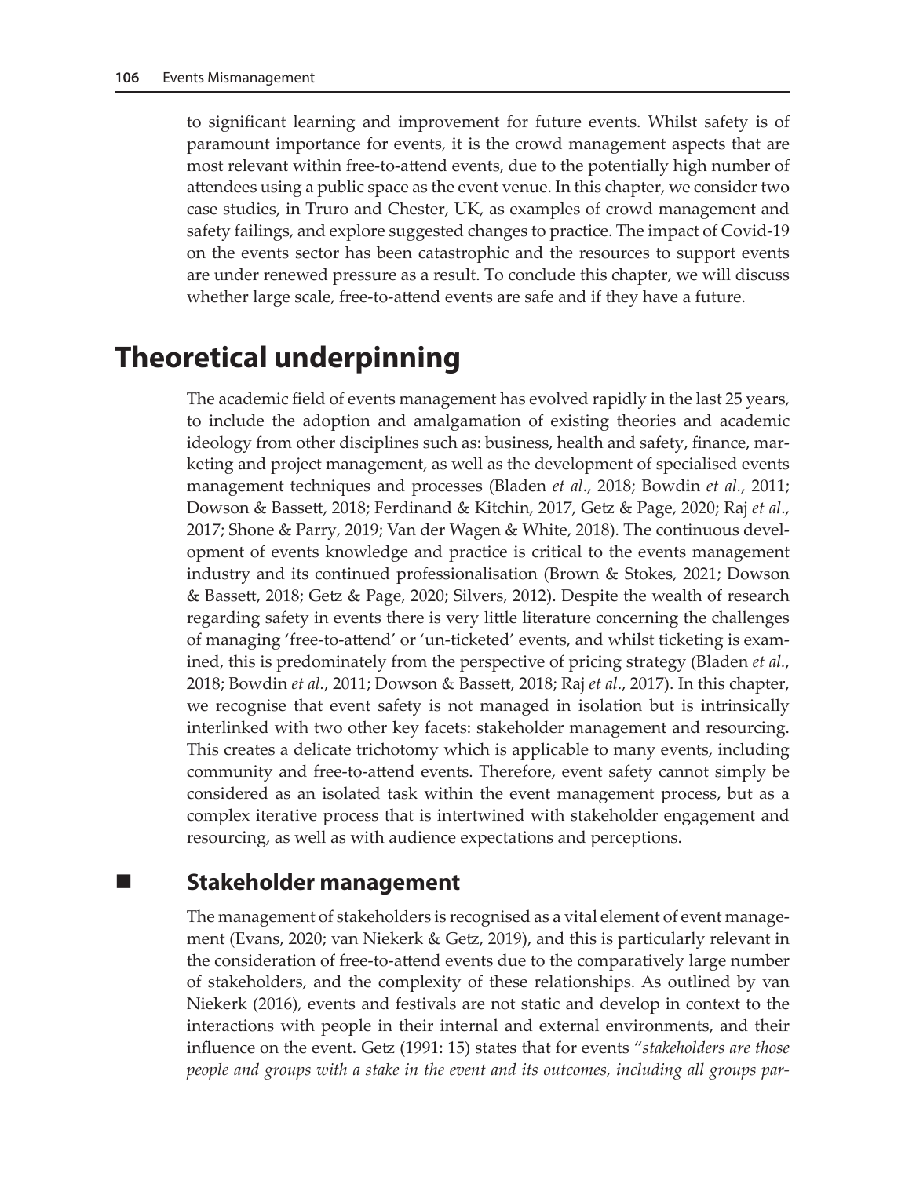to significant learning and improvement for future events. Whilst safety is of paramount importance for events, it is the crowd management aspects that are most relevant within free-to-attend events, due to the potentially high number of attendees using a public space as the event venue. In this chapter, we consider two case studies, in Truro and Chester, UK, as examples of crowd management and safety failings, and explore suggested changes to practice. The impact of Covid-19 on the events sector has been catastrophic and the resources to support events are under renewed pressure as a result. To conclude this chapter, we will discuss whether large scale, free-to-attend events are safe and if they have a future.

# Theoretical underpinning

The academic field of events management has evolved rapidly in the last 25 years, to include the adoption and amalgamation of existing theories and academic ideology from other disciplines such as: business, health and safety, finance, marketing and project management, as well as the development of specialised events management techniques and processes (Bladen *et al*., 2018; Bowdin *et al*., 2011; Dowson & Bassett, 2018; Ferdinand & Kitchin, 2017, Getz & Page, 2020; Raj *et al*., 2017; Shone & Parry, 2019; Van der Wagen & White, 2018). The continuous development of events knowledge and practice is critical to the events management industry and its continued professionalisation (Brown & Stokes, 2021; Dowson & Bassett, 2018; Getz & Page, 2020; Silvers, 2012). Despite the wealth of research regarding safety in events there is very little literature concerning the challenges of managing 'free-to-attend' or 'un-ticketed' events, and whilst ticketing is examined, this is predominately from the perspective of pricing strategy (Bladen *et al*., 2018; Bowdin *et al*., 2011; Dowson & Bassett, 2018; Raj *et al*., 2017). In this chapter, we recognise that event safety is not managed in isolation but is intrinsically interlinked with two other key facets: stakeholder management and resourcing. This creates a delicate trichotomy which is applicable to many events, including community and free-to-attend events. Therefore, event safety cannot simply be considered as an isolated task within the event management process, but as a complex iterative process that is intertwined with stakeholder engagement and resourcing, as well as with audience expectations and perceptions.

## Stakeholder management

The management of stakeholders is recognised as a vital element of event management (Evans, 2020; van Niekerk & Getz, 2019), and this is particularly relevant in the consideration of free-to-attend events due to the comparatively large number of stakeholders, and the complexity of these relationships. As outlined by van Niekerk (2016), events and festivals are not static and develop in context to the interactions with people in their internal and external environments, and their influence on the event. Getz (1991: 15) states that for events "*stakeholders are those people and groups with a stake in the event and its outcomes, including all groups par-*